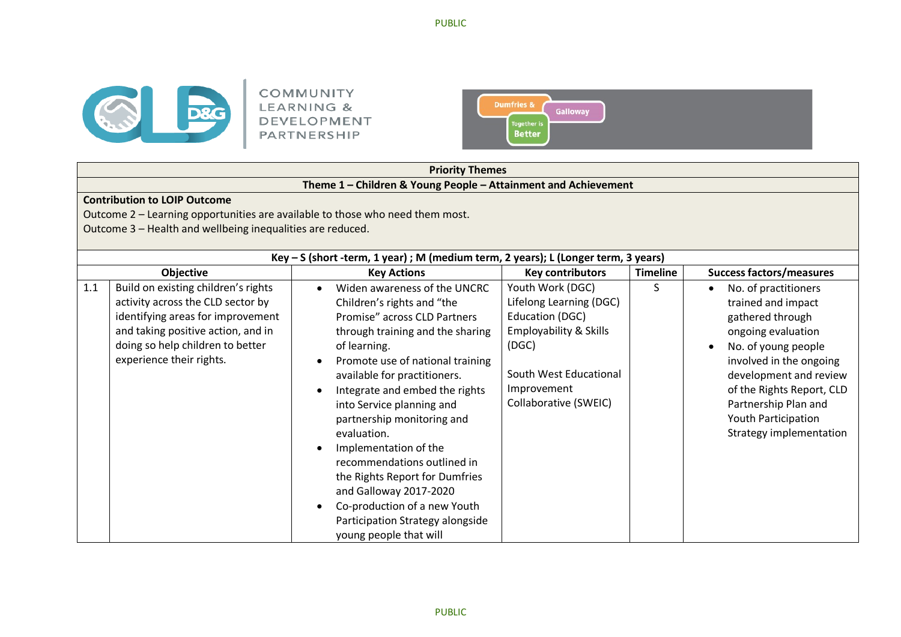COMMUNITY LEARNING & DEVELOPMENT PARTNERSHIP

Dumfries & Galloway Together is Better

| Priority Themes | | | | | |
|---|---|---|---|---|---|
| **Theme 1 – Children & Young People – Attainment and Achievement** | | | | | |
| **Contribution to LOIP Outcome**<br>Outcome 2 – Learning opportunities are available to those who need them most.<br>Outcome 3 – Health and wellbeing inequalities are reduced. | | | | | |
| **Key – S (short -term, 1 year) ; M (medium term, 2 years); L (Longer term, 3 years)** | | | | | |
| | **Objective** | **Key Actions** | **Key contributors** | **Timeline** | **Success factors/measures** |
| 1.1 | Build on existing children's rights activity across the CLD sector by identifying areas for improvement and taking positive action, and in doing so help children to better experience their rights. | • Widen awareness of the UNCRC Children's rights and "the Promise" across CLD Partners through training and the sharing of learning.<br>• Promote use of national training available for practitioners.<br>• Integrate and embed the rights into Service planning and partnership monitoring and evaluation.<br>• Implementation of the recommendations outlined in the Rights Report for Dumfries and Galloway 2017-2020<br>• Co-production of a new Youth Participation Strategy alongside young people that will | Youth Work (DGC)<br>Lifelong Learning (DGC)<br>Education (DGC)<br>Employability & Skills (DGC)<br><br>South West Educational Improvement Collaborative (SWEIC) | S | • No. of practitioners trained and impact gathered through ongoing evaluation<br>• No. of young people involved in the ongoing development and review of the Rights Report, CLD Partnership Plan and Youth Participation Strategy implementation |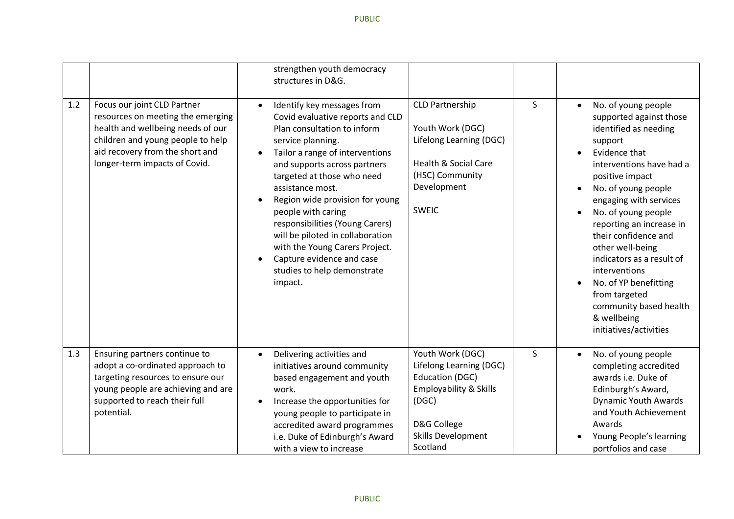| | | | | | |
|---|---|---|---|---|---|
| | | strengthen youth democracy structures in D&G. | | | |
| 1.2 | Focus our joint CLD Partner resources on meeting the emerging health and wellbeing needs of our children and young people to help aid recovery from the short and longer-term impacts of Covid. | • Identify key messages from Covid evaluative reports and CLD Plan consultation to inform service planning.<br>• Tailor a range of interventions and supports across partners targeted at those who need assistance most.<br>• Region wide provision for young people with caring responsibilities (Young Carers) will be piloted in collaboration with the Young Carers Project.<br>• Capture evidence and case studies to help demonstrate impact. | CLD Partnership<br><br>Youth Work (DGC)<br>Lifelong Learning (DGC)<br><br>Health & Social Care (HSC) Community Development<br><br>SWEIC | S | • No. of young people supported against those identified as needing support<br>• Evidence that interventions have had a positive impact<br>• No. of young people engaging with services<br>• No. of young people reporting an increase in their confidence and other well-being indicators as a result of interventions<br>• No. of YP benefitting from targeted community based health & wellbeing initiatives/activities |
| 1.3 | Ensuring partners continue to adopt a co-ordinated approach to targeting resources to ensure our young people are achieving and are supported to reach their full potential. | • Delivering activities and initiatives around community based engagement and youth work.<br>• Increase the opportunities for young people to participate in accredited award programmes i.e. Duke of Edinburgh's Award with a view to increase | Youth Work (DGC)<br>Lifelong Learning (DGC)<br>Education (DGC)<br>Employability & Skills (DGC)<br><br>D&G College<br>Skills Development Scotland | S | • No. of young people completing accredited awards i.e. Duke of Edinburgh's Award, Dynamic Youth Awards and Youth Achievement Awards<br>• Young People's learning portfolios and case |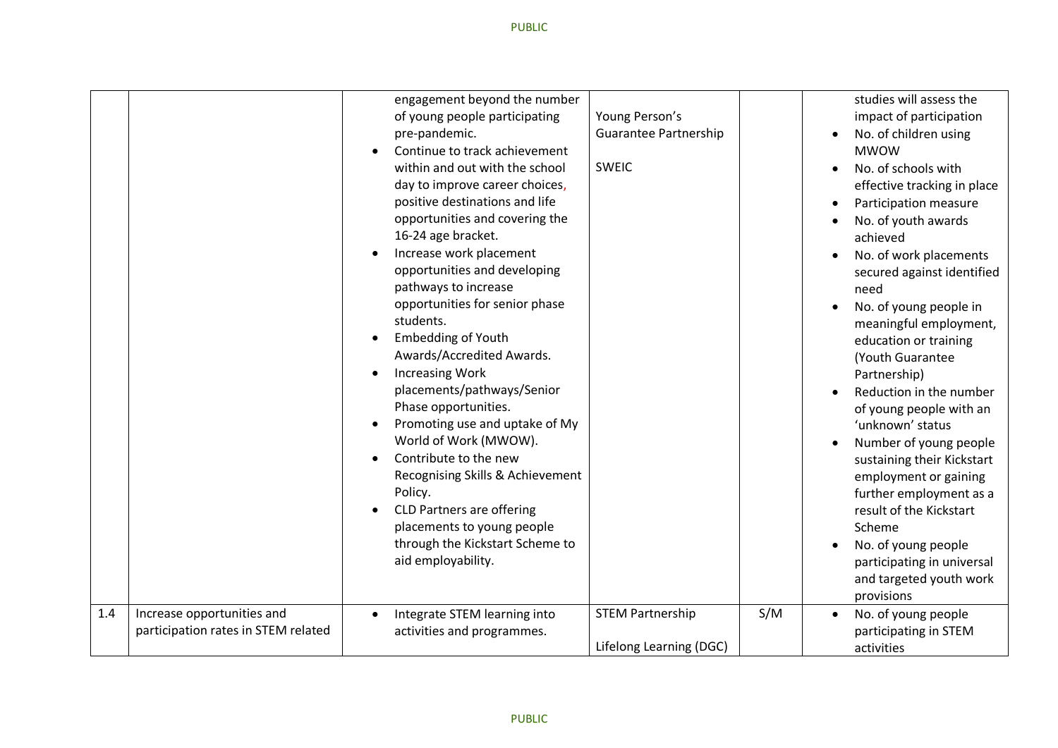| | | | | | |
|---|---|---|---|---|---|
| | | engagement beyond the number of young people participating pre-pandemic.<br>• Continue to track achievement within and out with the school day to improve career choices, positive destinations and life opportunities and covering the 16-24 age bracket.<br>• Increase work placement opportunities and developing pathways to increase opportunities for senior phase students.<br>• Embedding of Youth Awards/Accredited Awards.<br>• Increasing Work placements/pathways/Senior Phase opportunities.<br>• Promoting use and uptake of My World of Work (MWOW).<br>• Contribute to the new Recognising Skills & Achievement Policy.<br>• CLD Partners are offering placements to young people through the Kickstart Scheme to aid employability. | Young Person's Guarantee Partnership<br><br>SWEIC | | studies will assess the impact of participation<br>• No. of children using MWOW<br>• No. of schools with effective tracking in place<br>• Participation measure<br>• No. of youth awards achieved<br>• No. of work placements secured against identified need<br>• No. of young people in meaningful employment, education or training (Youth Guarantee Partnership)<br>• Reduction in the number of young people with an 'unknown' status<br>• Number of young people sustaining their Kickstart employment or gaining further employment as a result of the Kickstart Scheme<br>• No. of young people participating in universal and targeted youth work provisions |
| 1.4 | Increase opportunities and participation rates in STEM related | • Integrate STEM learning into activities and programmes. | STEM Partnership<br><br>Lifelong Learning (DGC) | S/M | • No. of young people participating in STEM activities |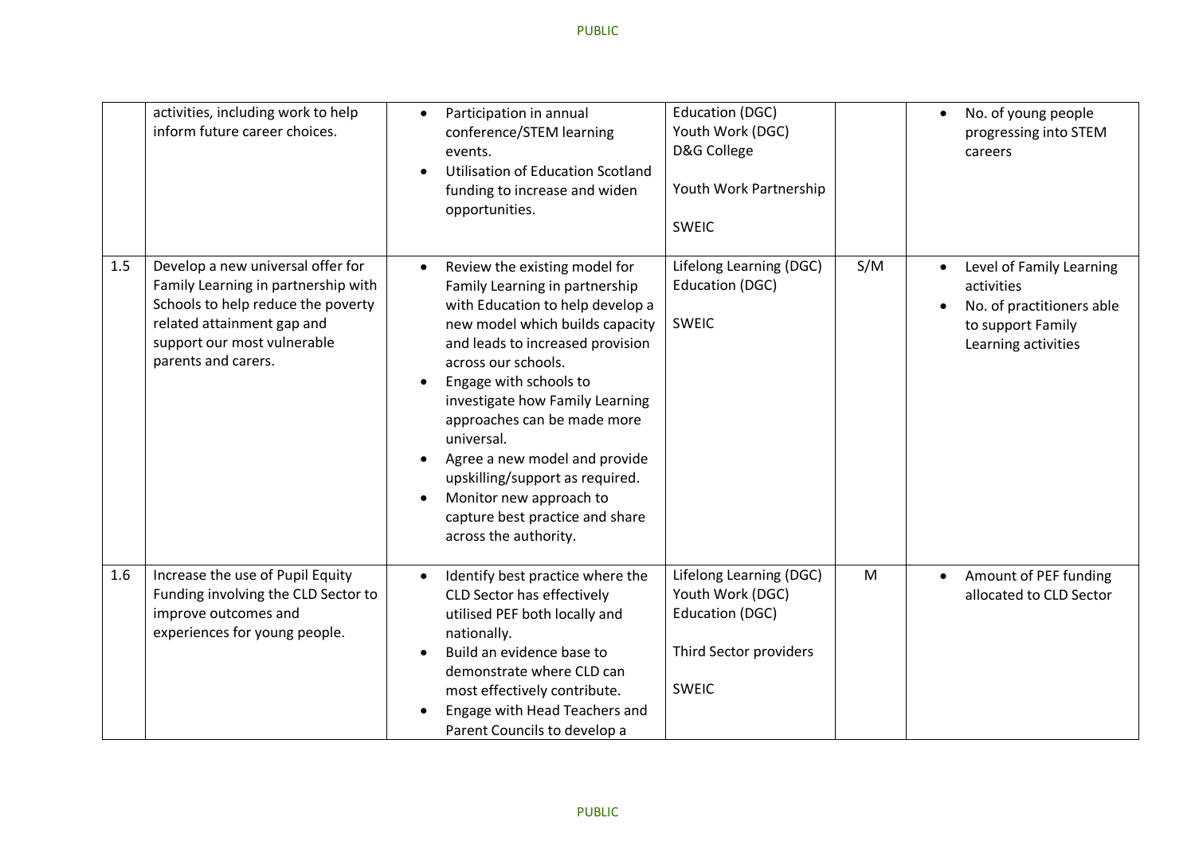| | | | | | |
|---|---|---|---|---|---|
| | activities, including work to help inform future career choices. | • Participation in annual conference/STEM learning events.<br>• Utilisation of Education Scotland funding to increase and widen opportunities. | Education (DGC)<br>Youth Work (DGC)<br>D&G College<br><br>Youth Work Partnership<br><br>SWEIC | | • No. of young people progressing into STEM careers |
| 1.5 | Develop a new universal offer for Family Learning in partnership with Schools to help reduce the poverty related attainment gap and support our most vulnerable parents and carers. | • Review the existing model for Family Learning in partnership with Education to help develop a new model which builds capacity and leads to increased provision across our schools.<br>• Engage with schools to investigate how Family Learning approaches can be made more universal.<br>• Agree a new model and provide upskilling/support as required.<br>• Monitor new approach to capture best practice and share across the authority. | Lifelong Learning (DGC)<br>Education (DGC)<br><br>SWEIC | S/M | • Level of Family Learning activities<br>• No. of practitioners able to support Family Learning activities |
| 1.6 | Increase the use of Pupil Equity Funding involving the CLD Sector to improve outcomes and experiences for young people. | • Identify best practice where the CLD Sector has effectively utilised PEF both locally and nationally.<br>• Build an evidence base to demonstrate where CLD can most effectively contribute.<br>• Engage with Head Teachers and Parent Councils to develop a | Lifelong Learning (DGC)<br>Youth Work (DGC)<br>Education (DGC)<br><br>Third Sector providers<br><br>SWEIC | M | • Amount of PEF funding allocated to CLD Sector |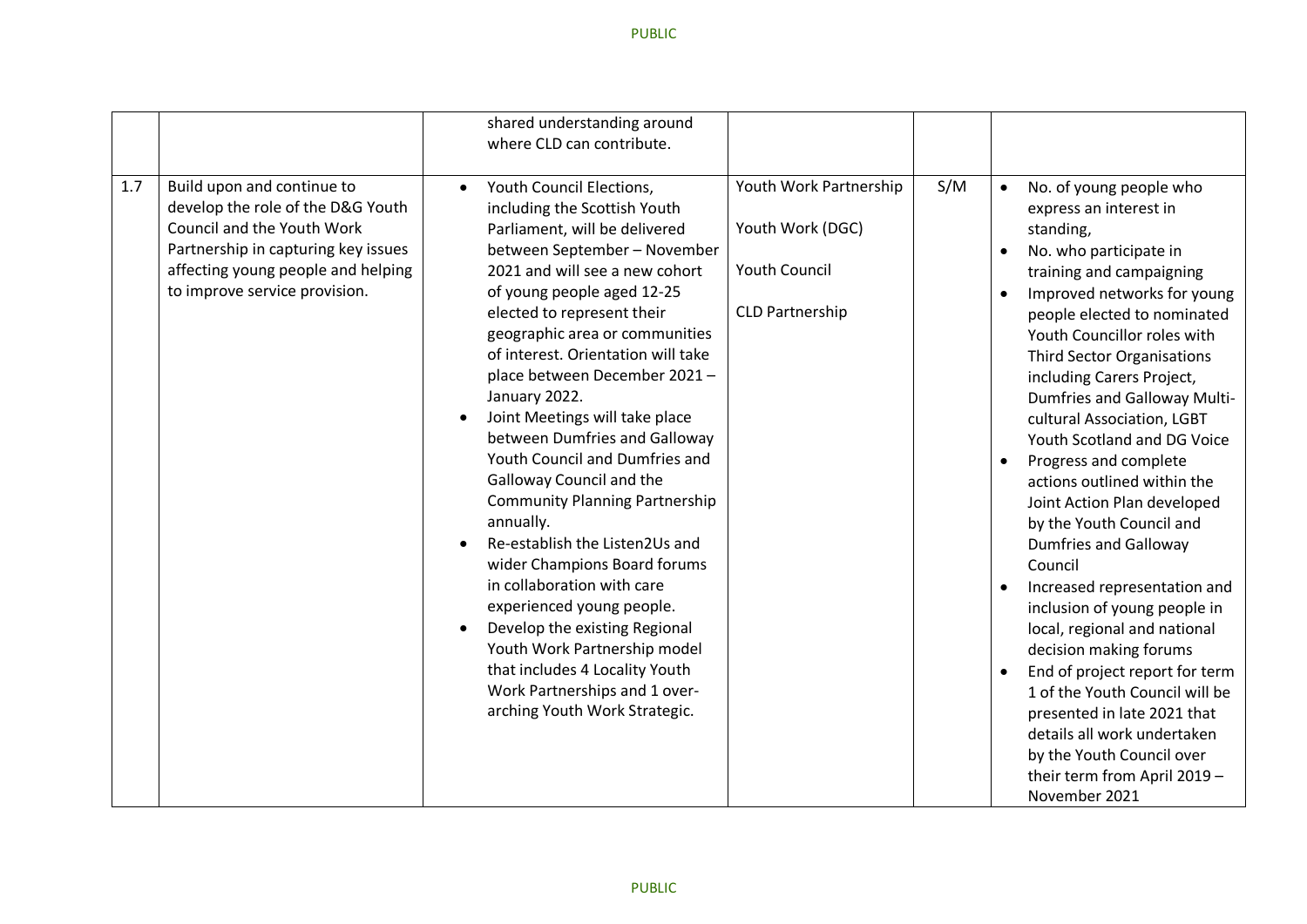| | | | | | |
|---|---|---|---|---|---|
| | | shared understanding around where CLD can contribute. | | | |
| 1.7 | Build upon and continue to develop the role of the D&G Youth Council and the Youth Work Partnership in capturing key issues affecting young people and helping to improve service provision. | • Youth Council Elections, including the Scottish Youth Parliament, will be delivered between September – November 2021 and will see a new cohort of young people aged 12-25 elected to represent their geographic area or communities of interest. Orientation will take place between December 2021 – January 2022.<br>• Joint Meetings will take place between Dumfries and Galloway Youth Council and Dumfries and Galloway Council and the Community Planning Partnership annually.<br>• Re-establish the Listen2Us and wider Champions Board forums in collaboration with care experienced young people.<br>• Develop the existing Regional Youth Work Partnership model that includes 4 Locality Youth Work Partnerships and 1 over-arching Youth Work Strategic. | Youth Work Partnership<br><br>Youth Work (DGC)<br><br>Youth Council<br><br>CLD Partnership | S/M | • No. of young people who express an interest in standing,<br>• No. who participate in training and campaigning<br>• Improved networks for young people elected to nominated Youth Councillor roles with Third Sector Organisations including Carers Project, Dumfries and Galloway Multi-cultural Association, LGBT Youth Scotland and DG Voice<br>• Progress and complete actions outlined within the Joint Action Plan developed by the Youth Council and Dumfries and Galloway Council<br>• Increased representation and inclusion of young people in local, regional and national decision making forums<br>• End of project report for term 1 of the Youth Council will be presented in late 2021 that details all work undertaken by the Youth Council over their term from April 2019 – November 2021 |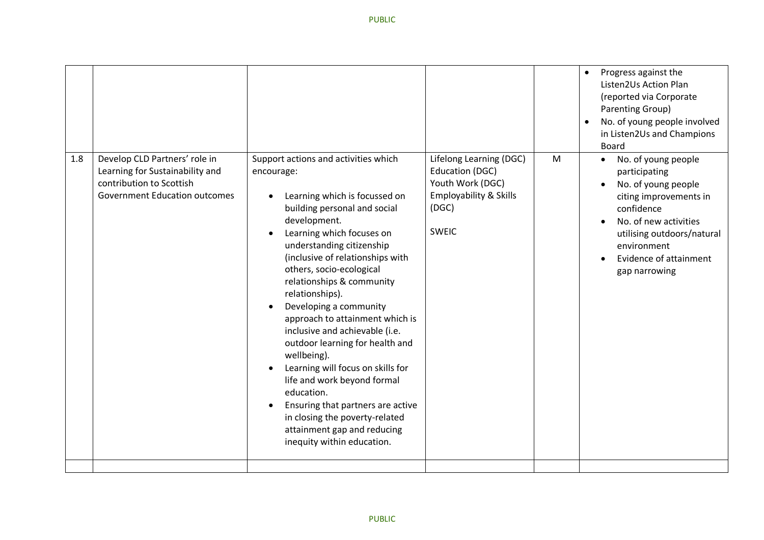| | | | | | |
|---|---|---|---|---|---|
| | | | | | • Progress against the Listen2Us Action Plan (reported via Corporate Parenting Group)<br>• No. of young people involved in Listen2Us and Champions Board |
| 1.8 | Develop CLD Partners' role in Learning for Sustainability and contribution to Scottish Government Education outcomes | Support actions and activities which encourage:<br><br>• Learning which is focussed on building personal and social development.<br>• Learning which focuses on understanding citizenship (inclusive of relationships with others, socio-ecological relationships & community relationships).<br>• Developing a community approach to attainment which is inclusive and achievable (i.e. outdoor learning for health and wellbeing).<br>• Learning will focus on skills for life and work beyond formal education.<br>• Ensuring that partners are active in closing the poverty-related attainment gap and reducing inequity within education. | Lifelong Learning (DGC)<br>Education (DGC)<br>Youth Work (DGC)<br>Employability & Skills (DGC)<br><br>SWEIC | M | • No. of young people participating<br>• No. of young people citing improvements in confidence<br>• No. of new activities utilising outdoors/natural environment<br>• Evidence of attainment gap narrowing |
| | | | | | |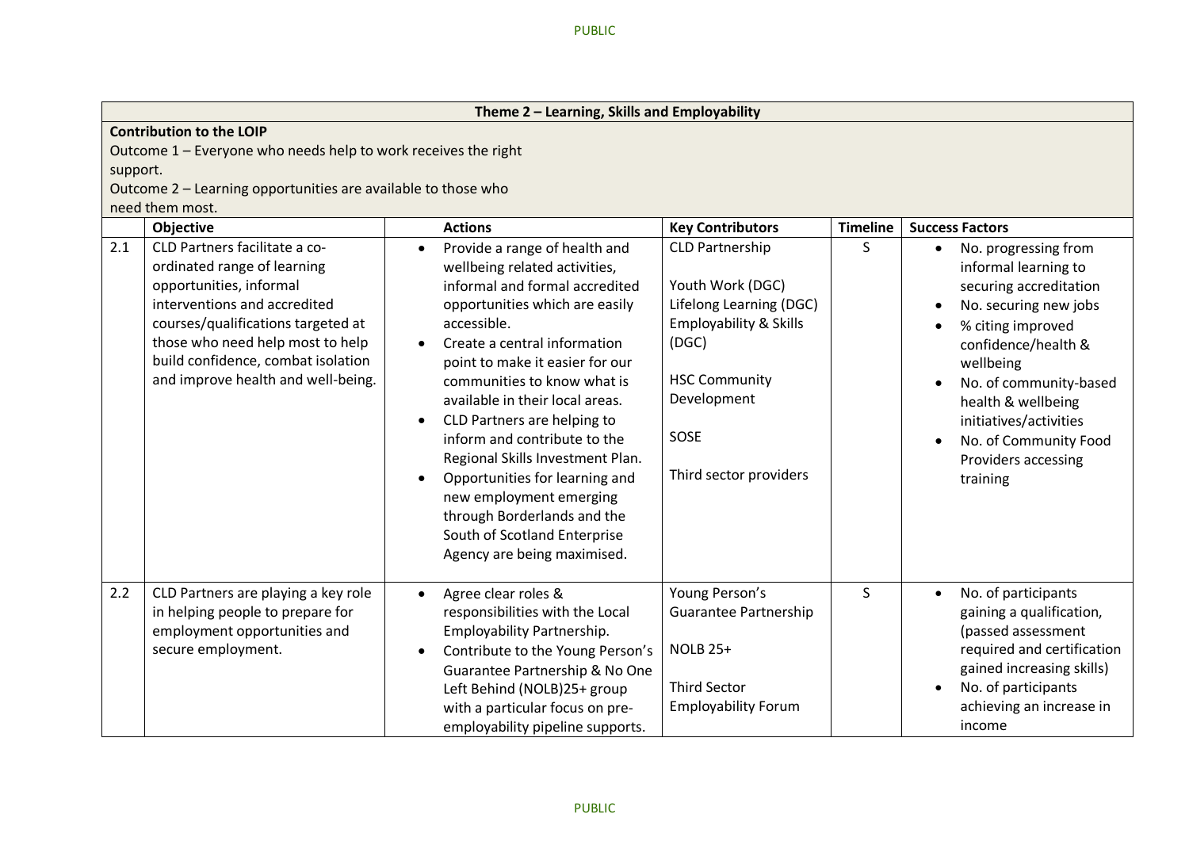| | Theme 2 – Learning, Skills and Employability | | | | |
|---|---|---|---|---|---|
| | **Contribution to the LOIP**<br>Outcome 1 – Everyone who needs help to work receives the right support.<br>Outcome 2 – Learning opportunities are available to those who need them most. | | | | |
| | **Objective** | **Actions** | **Key Contributors** | **Timeline** | **Success Factors** |
| 2.1 | CLD Partners facilitate a co-ordinated range of learning opportunities, informal interventions and accredited courses/qualifications targeted at those who need help most to help build confidence, combat isolation and improve health and well-being. | • Provide a range of health and wellbeing related activities, informal and formal accredited opportunities which are easily accessible.<br>• Create a central information point to make it easier for our communities to know what is available in their local areas.<br>• CLD Partners are helping to inform and contribute to the Regional Skills Investment Plan.<br>• Opportunities for learning and new employment emerging through Borderlands and the South of Scotland Enterprise Agency are being maximised. | CLD Partnership<br><br>Youth Work (DGC)<br>Lifelong Learning (DGC)<br>Employability & Skills (DGC)<br><br>HSC Community Development<br><br>SOSE<br><br>Third sector providers | S | • No. progressing from informal learning to securing accreditation<br>• No. securing new jobs<br>• % citing improved confidence/health & wellbeing<br>• No. of community-based health & wellbeing initiatives/activities<br>• No. of Community Food Providers accessing training |
| 2.2 | CLD Partners are playing a key role in helping people to prepare for employment opportunities and secure employment. | • Agree clear roles & responsibilities with the Local Employability Partnership.<br>• Contribute to the Young Person's Guarantee Partnership & No One Left Behind (NOLB)25+ group with a particular focus on pre-employability pipeline supports. | Young Person's Guarantee Partnership<br><br>NOLB 25+<br><br>Third Sector Employability Forum | S | • No. of participants gaining a qualification, (passed assessment required and certification gained increasing skills)<br>• No. of participants achieving an increase in income |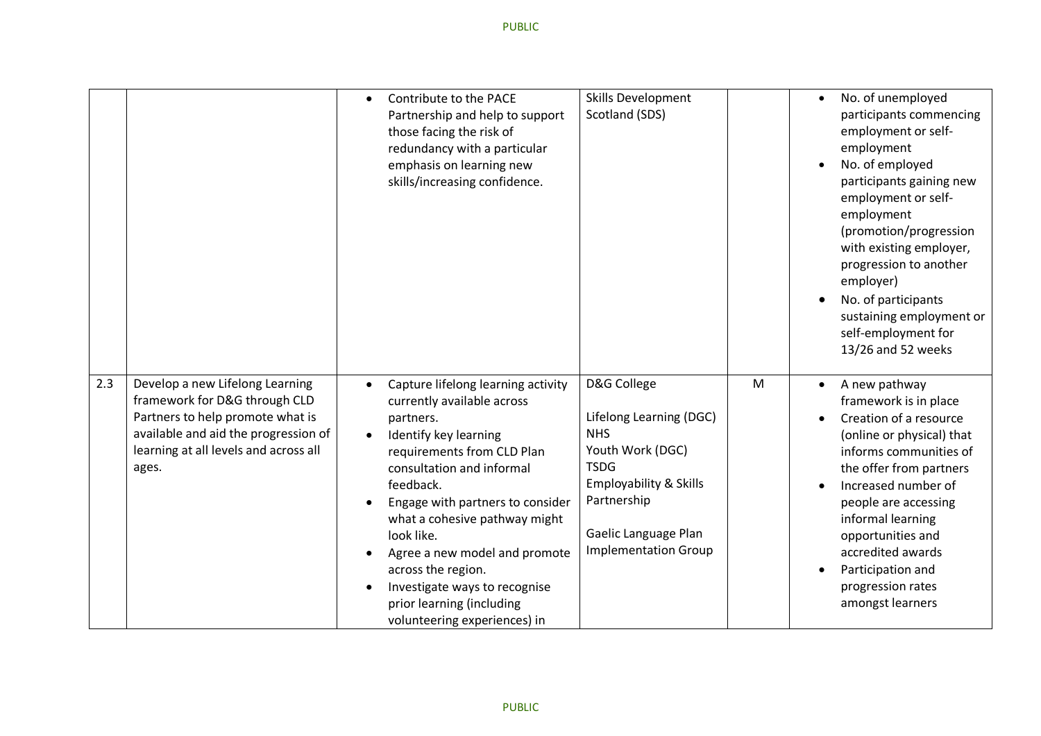| | | | | | |
|---|---|---|---|---|---|
| | | • Contribute to the PACE Partnership and help to support those facing the risk of redundancy with a particular emphasis on learning new skills/increasing confidence. | Skills Development Scotland (SDS) | | • No. of unemployed participants commencing employment or self-employment<br>• No. of employed participants gaining new employment or self-employment (promotion/progression with existing employer, progression to another employer)<br>• No. of participants sustaining employment or self-employment for 13/26 and 52 weeks |
| 2.3 | Develop a new Lifelong Learning framework for D&G through CLD Partners to help promote what is available and aid the progression of learning at all levels and across all ages. | • Capture lifelong learning activity currently available across partners.<br>• Identify key learning requirements from CLD Plan consultation and informal feedback.<br>• Engage with partners to consider what a cohesive pathway might look like.<br>• Agree a new model and promote across the region.<br>• Investigate ways to recognise prior learning (including volunteering experiences) in | D&G College<br><br>Lifelong Learning (DGC)<br>NHS<br>Youth Work (DGC)<br>TSDG<br>Employability & Skills Partnership<br><br>Gaelic Language Plan Implementation Group | M | • A new pathway framework is in place<br>• Creation of a resource (online or physical) that informs communities of the offer from partners<br>• Increased number of people are accessing informal learning opportunities and accredited awards<br>• Participation and progression rates amongst learners |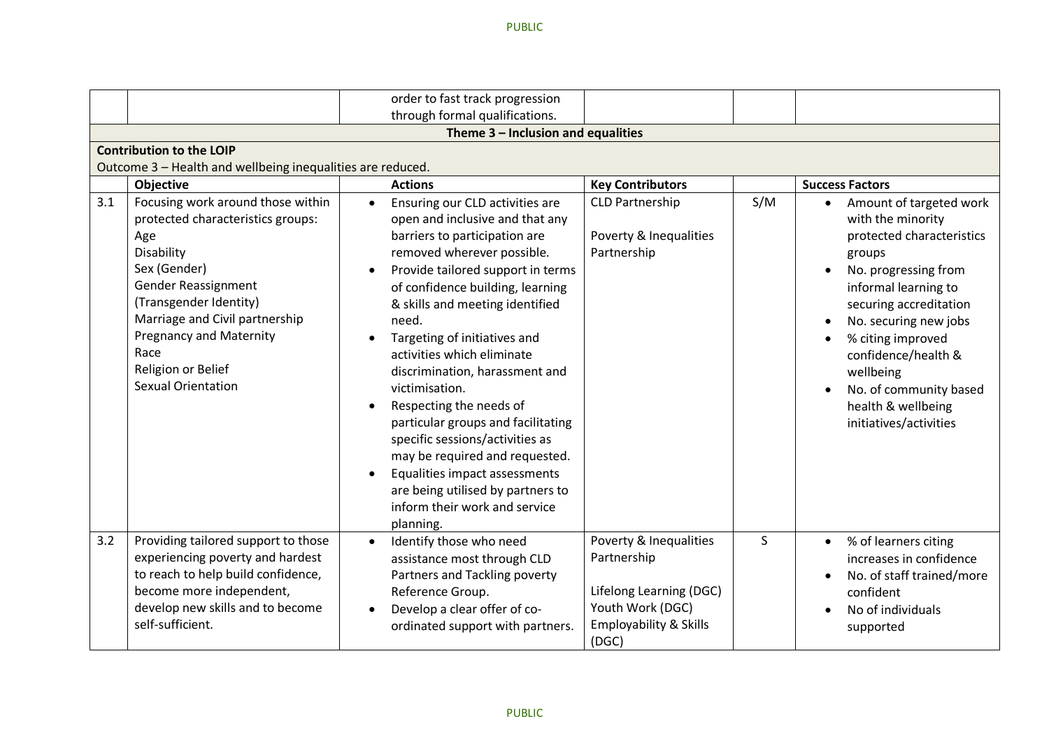| | Objective | Actions | Key Contributors | | Success Factors |
|---|---|---|---|---|---|
| | | order to fast track progression through formal qualifications. | | | |
| **Theme 3 – Inclusion and equalities** | | | | | |
| **Contribution to the LOIP**<br>Outcome 3 – Health and wellbeing inequalities are reduced. | | | | | |
| | **Objective** | **Actions** | **Key Contributors** | | **Success Factors** |
| 3.1 | Focusing work around those within protected characteristics groups:<br>Age<br>Disability<br>Sex (Gender)<br>Gender Reassignment (Transgender Identity)<br>Marriage and Civil partnership<br>Pregnancy and Maternity<br>Race<br>Religion or Belief<br>Sexual Orientation | • Ensuring our CLD activities are open and inclusive and that any barriers to participation are removed wherever possible.<br>• Provide tailored support in terms of confidence building, learning & skills and meeting identified need.<br>• Targeting of initiatives and activities which eliminate discrimination, harassment and victimisation.<br>• Respecting the needs of particular groups and facilitating specific sessions/activities as may be required and requested.<br>• Equalities impact assessments are being utilised by partners to inform their work and service planning. | CLD Partnership<br><br>Poverty & Inequalities Partnership | S/M | • Amount of targeted work with the minority protected characteristics groups<br>• No. progressing from informal learning to securing accreditation<br>• No. securing new jobs<br>• % citing improved confidence/health & wellbeing<br>• No. of community based health & wellbeing initiatives/activities |
| 3.2 | Providing tailored support to those experiencing poverty and hardest to reach to help build confidence, become more independent, develop new skills and to become self-sufficient. | • Identify those who need assistance most through CLD Partners and Tackling poverty Reference Group.<br>• Develop a clear offer of co-ordinated support with partners. | Poverty & Inequalities Partnership<br><br>Lifelong Learning (DGC)<br>Youth Work (DGC)<br>Employability & Skills (DGC) | S | • % of learners citing increases in confidence<br>• No. of staff trained/more confident<br>• No of individuals supported |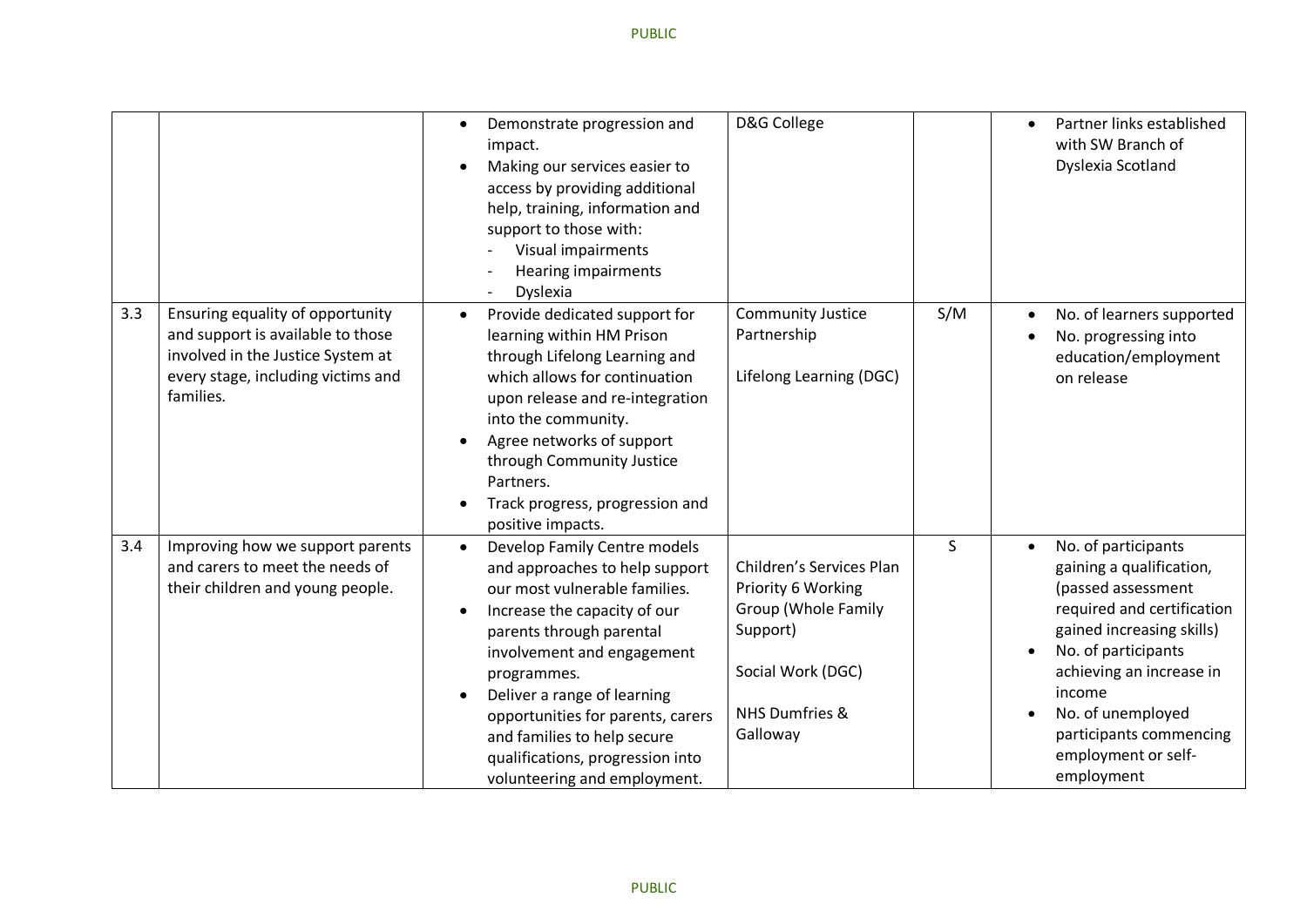| | | | | | |
|---|---|---|---|---|---|
| | | • Demonstrate progression and impact.<br>• Making our services easier to access by providing additional help, training, information and support to those with:<br>- Visual impairments<br>- Hearing impairments<br>- Dyslexia | D&G College | | • Partner links established with SW Branch of Dyslexia Scotland |
| 3.3 | Ensuring equality of opportunity and support is available to those involved in the Justice System at every stage, including victims and families. | • Provide dedicated support for learning within HM Prison through Lifelong Learning and which allows for continuation upon release and re-integration into the community.<br>• Agree networks of support through Community Justice Partners.<br>• Track progress, progression and positive impacts. | Community Justice Partnership<br><br>Lifelong Learning (DGC) | S/M | • No. of learners supported<br>• No. progressing into education/employment on release |
| 3.4 | Improving how we support parents and carers to meet the needs of their children and young people. | • Develop Family Centre models and approaches to help support our most vulnerable families.<br>• Increase the capacity of our parents through parental involvement and engagement programmes.<br>• Deliver a range of learning opportunities for parents, carers and families to help secure qualifications, progression into volunteering and employment. | Children's Services Plan Priority 6 Working Group (Whole Family Support)<br><br>Social Work (DGC)<br><br>NHS Dumfries & Galloway | S | • No. of participants gaining a qualification, (passed assessment required and certification gained increasing skills)<br>• No. of participants achieving an increase in income<br>• No. of unemployed participants commencing employment or self-employment |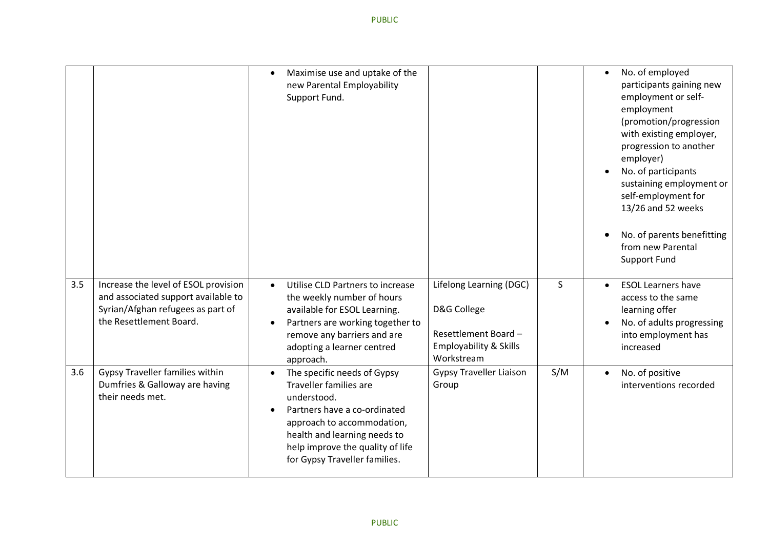| | | | | | |
|---|---|---|---|---|---|
| | | • Maximise use and uptake of the new Parental Employability Support Fund. | | | • No. of employed participants gaining new employment or self-employment (promotion/progression with existing employer, progression to another employer)<br>• No. of participants sustaining employment or self-employment for 13/26 and 52 weeks<br><br>• No. of parents benefitting from new Parental Support Fund |
| 3.5 | Increase the level of ESOL provision and associated support available to Syrian/Afghan refugees as part of the Resettlement Board. | • Utilise CLD Partners to increase the weekly number of hours available for ESOL Learning.<br>• Partners are working together to remove any barriers and are adopting a learner centred approach. | Lifelong Learning (DGC)<br><br>D&G College<br><br>Resettlement Board – Employability & Skills Workstream | S | • ESOL Learners have access to the same learning offer<br>• No. of adults progressing into employment has increased |
| 3.6 | Gypsy Traveller families within Dumfries & Galloway are having their needs met. | • The specific needs of Gypsy Traveller families are understood.<br>• Partners have a co-ordinated approach to accommodation, health and learning needs to help improve the quality of life for Gypsy Traveller families. | Gypsy Traveller Liaison Group | S/M | • No. of positive interventions recorded |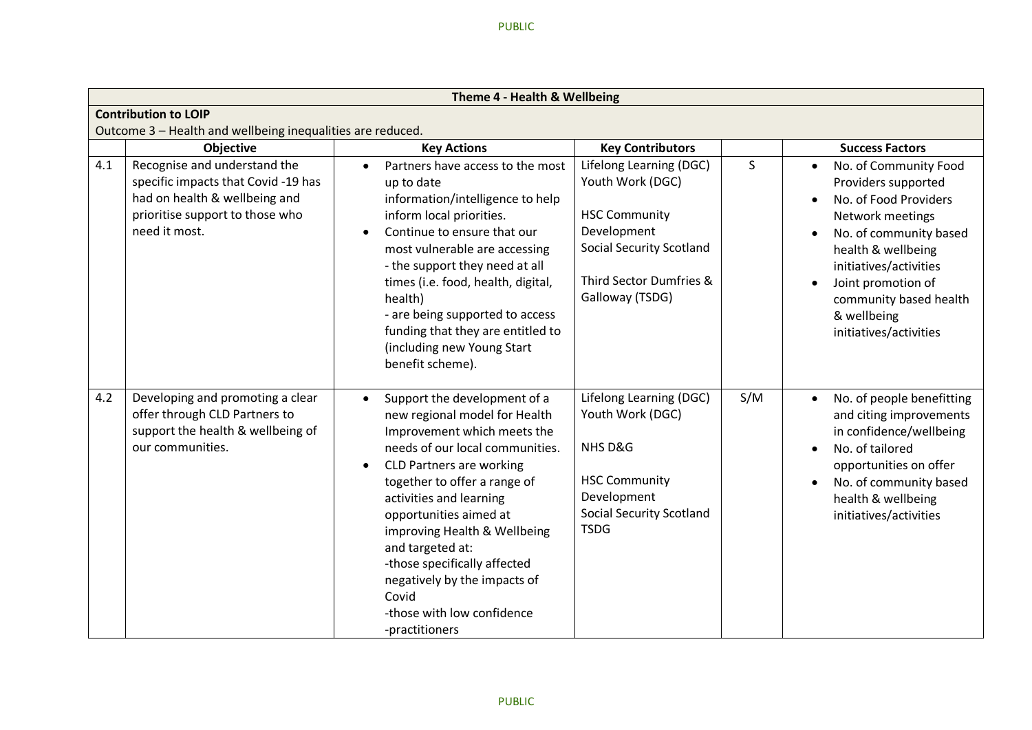| Theme 4 - Health & Wellbeing | | | | | |
|---|---|---|---|---|---|
| **Contribution to LOIP**<br>Outcome 3 – Health and wellbeing inequalities are reduced. | | | | | |
| | **Objective** | **Key Actions** | **Key Contributors** | | **Success Factors** |
| 4.1 | Recognise and understand the specific impacts that Covid -19 has had on health & wellbeing and prioritise support to those who need it most. | • Partners have access to the most up to date information/intelligence to help inform local priorities.<br>• Continue to ensure that our most vulnerable are accessing<br>- the support they need at all times (i.e. food, health, digital, health)<br>- are being supported to access funding that they are entitled to (including new Young Start benefit scheme). | Lifelong Learning (DGC)<br>Youth Work (DGC)<br><br>HSC Community Development<br>Social Security Scotland<br><br>Third Sector Dumfries & Galloway (TSDG) | S | • No. of Community Food Providers supported<br>• No. of Food Providers Network meetings<br>• No. of community based health & wellbeing initiatives/activities<br>• Joint promotion of community based health & wellbeing initiatives/activities |
| 4.2 | Developing and promoting a clear offer through CLD Partners to support the health & wellbeing of our communities. | • Support the development of a new regional model for Health Improvement which meets the needs of our local communities.<br>• CLD Partners are working together to offer a range of activities and learning opportunities aimed at improving Health & Wellbeing and targeted at:<br>-those specifically affected negatively by the impacts of Covid<br>-those with low confidence<br>-practitioners | Lifelong Learning (DGC)<br>Youth Work (DGC)<br><br>NHS D&G<br><br>HSC Community Development<br>Social Security Scotland<br>TSDG | S/M | • No. of people benefitting and citing improvements in confidence/wellbeing<br>• No. of tailored opportunities on offer<br>• No. of community based health & wellbeing initiatives/activities |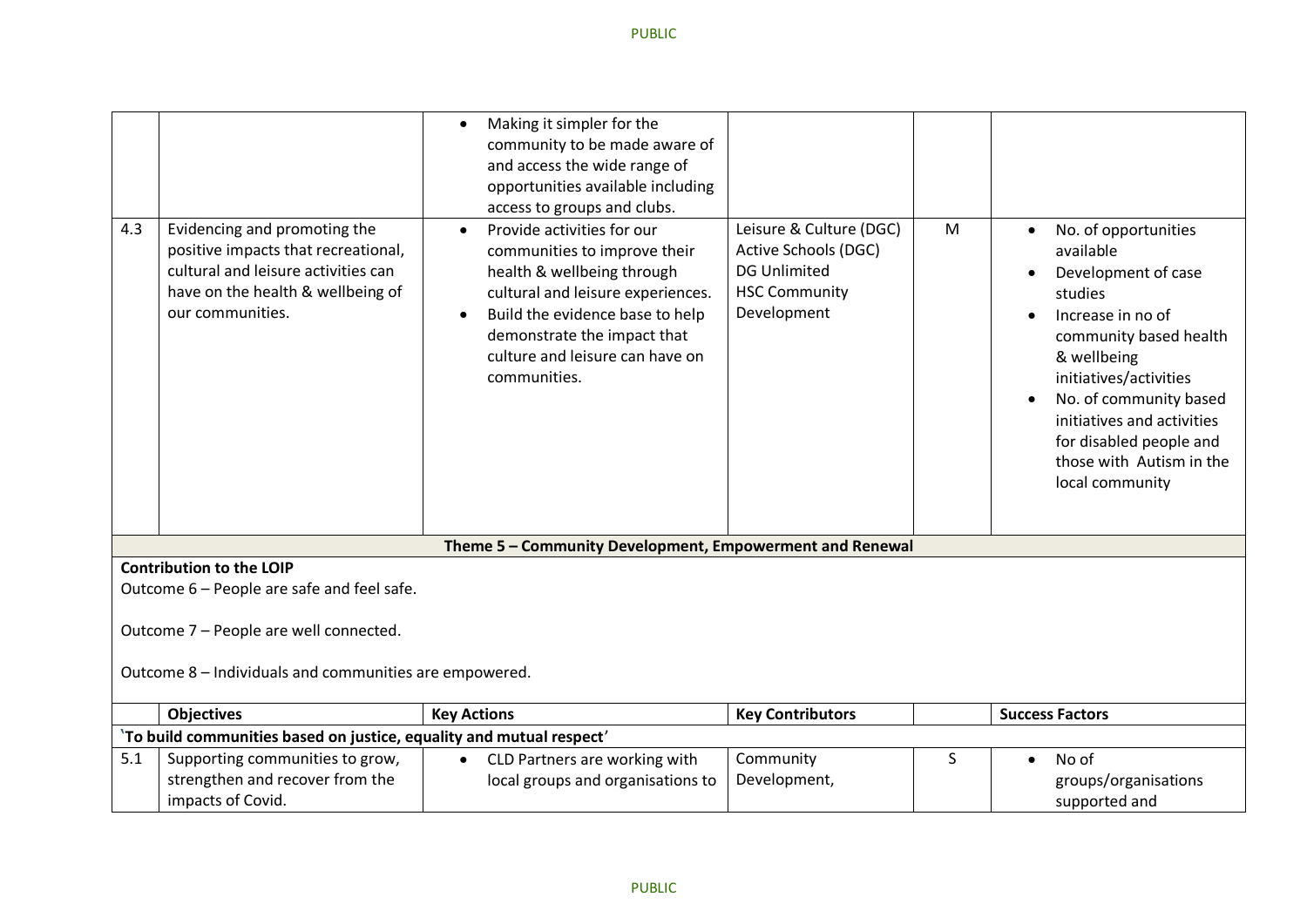| | | Key Actions | Key Contributors | | Success Factors |
|---|---|---|---|---|---|
| | | • Making it simpler for the community to be made aware of and access the wide range of opportunities available including access to groups and clubs. | | | |
| 4.3 | Evidencing and promoting the positive impacts that recreational, cultural and leisure activities can have on the health & wellbeing of our communities. | • Provide activities for our communities to improve their health & wellbeing through cultural and leisure experiences.<br>• Build the evidence base to help demonstrate the impact that culture and leisure can have on communities. | Leisure & Culture (DGC)<br>Active Schools (DGC)<br>DG Unlimited<br>HSC Community Development | M | • No. of opportunities available<br>• Development of case studies<br>• Increase in no of community based health & wellbeing initiatives/activities<br>• No. of community based initiatives and activities for disabled people and those with Autism in the local community |

**Theme 5 – Community Development, Empowerment and Renewal**

**Contribution to the LOIP**

Outcome 6 – People are safe and feel safe.

Outcome 7 – People are well connected.

Outcome 8 – Individuals and communities are empowered.

| | Objectives | Key Actions | Key Contributors | | Success Factors |
|---|---|---|---|---|---|
| **'To build communities based on justice, equality and mutual respect'** | | | | | |
| 5.1 | Supporting communities to grow, strengthen and recover from the impacts of Covid. | • CLD Partners are working with local groups and organisations to | Community Development, | S | • No of groups/organisations supported and |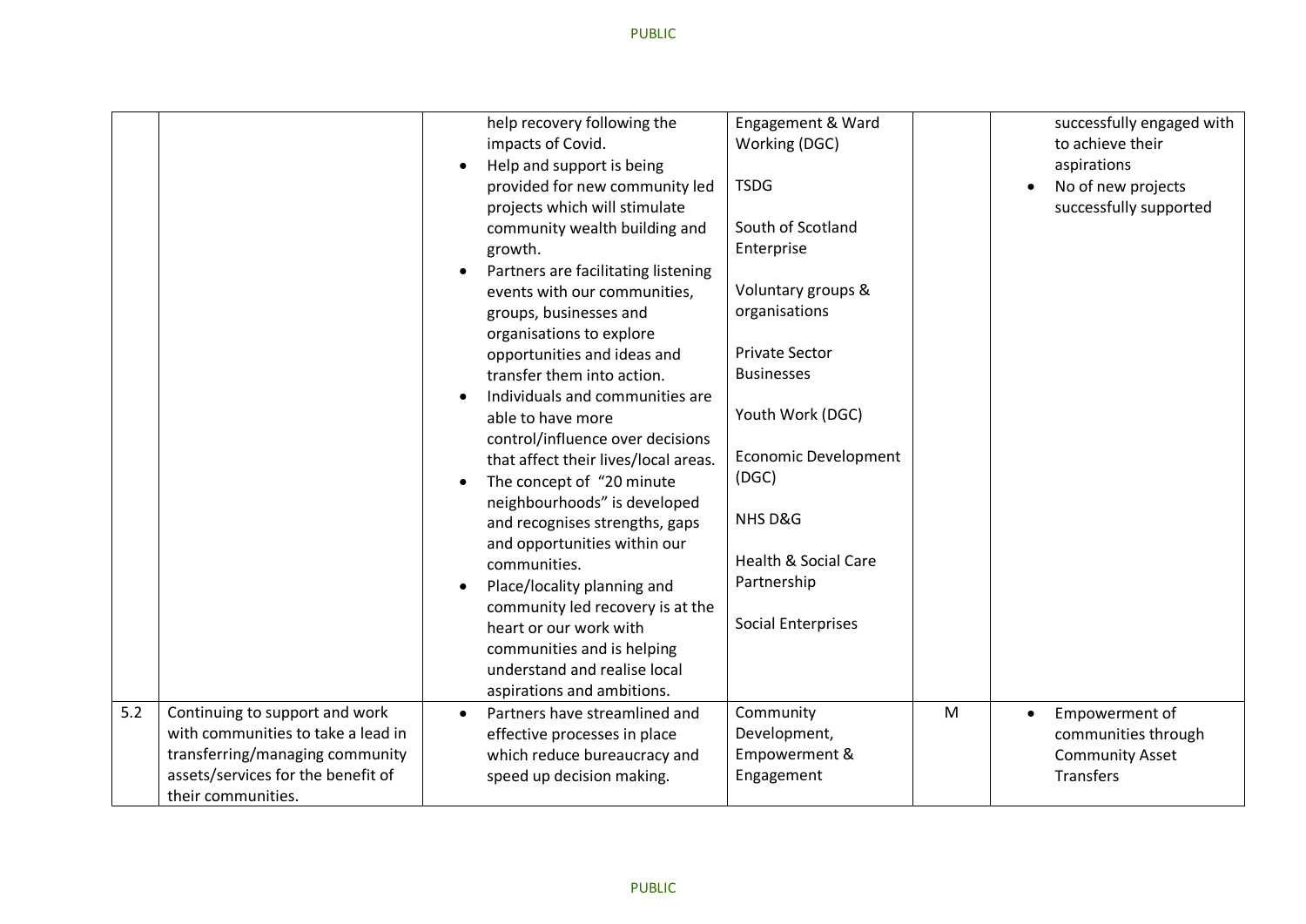| | | | | | |
|---|---|---|---|---|---|
| | | help recovery following the impacts of Covid.<br>• Help and support is being provided for new community led projects which will stimulate community wealth building and growth.<br>• Partners are facilitating listening events with our communities, groups, businesses and organisations to explore opportunities and ideas and transfer them into action.<br>• Individuals and communities are able to have more control/influence over decisions that affect their lives/local areas.<br>• The concept of "20 minute neighbourhoods" is developed and recognises strengths, gaps and opportunities within our communities.<br>• Place/locality planning and community led recovery is at the heart or our work with communities and is helping understand and realise local aspirations and ambitions. | Engagement & Ward Working (DGC)<br><br>TSDG<br><br>South of Scotland Enterprise<br><br>Voluntary groups & organisations<br><br>Private Sector Businesses<br><br>Youth Work (DGC)<br><br>Economic Development (DGC)<br><br>NHS D&G<br><br>Health & Social Care Partnership<br><br>Social Enterprises | | successfully engaged with to achieve their aspirations<br>• No of new projects successfully supported |
| 5.2 | Continuing to support and work with communities to take a lead in transferring/managing community assets/services for the benefit of their communities. | • Partners have streamlined and effective processes in place which reduce bureaucracy and speed up decision making. | Community Development, Empowerment & Engagement | M | • Empowerment of communities through Community Asset Transfers |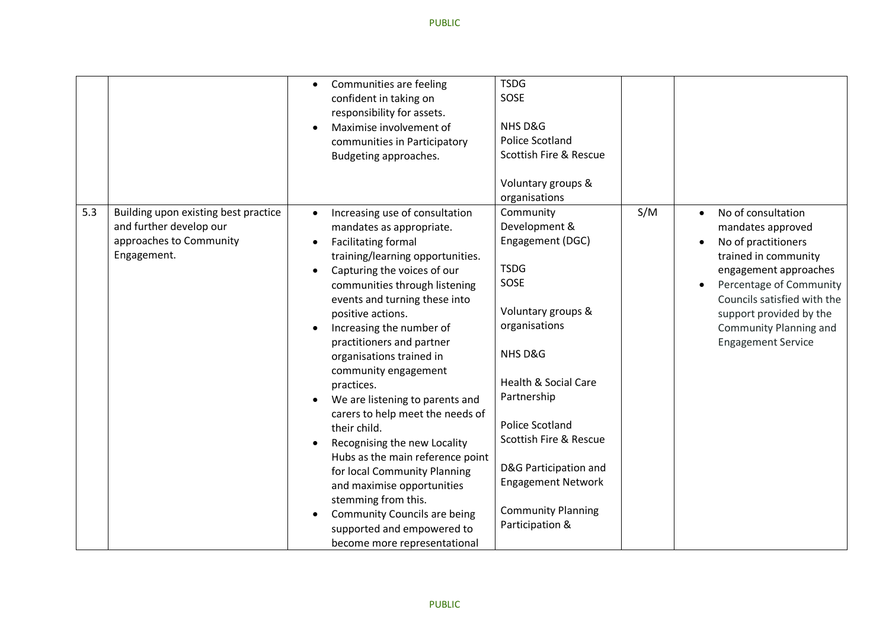| | | | | | |
|---|---|---|---|---|---|
| | | • Communities are feeling confident in taking on responsibility for assets.<br>• Maximise involvement of communities in Participatory Budgeting approaches. | TSDG<br>SOSE<br><br>NHS D&G<br>Police Scotland<br>Scottish Fire & Rescue<br><br>Voluntary groups & organisations | | |
| 5.3 | Building upon existing best practice and further develop our approaches to Community Engagement. | • Increasing use of consultation mandates as appropriate.<br>• Facilitating formal training/learning opportunities.<br>• Capturing the voices of our communities through listening events and turning these into positive actions.<br>• Increasing the number of practitioners and partner organisations trained in community engagement practices.<br>• We are listening to parents and carers to help meet the needs of their child.<br>• Recognising the new Locality Hubs as the main reference point for local Community Planning and maximise opportunities stemming from this.<br>• Community Councils are being supported and empowered to become more representational | Community Development & Engagement (DGC)<br><br>TSDG<br>SOSE<br><br>Voluntary groups & organisations<br><br>NHS D&G<br><br>Health & Social Care Partnership<br><br>Police Scotland<br>Scottish Fire & Rescue<br><br>D&G Participation and Engagement Network<br><br>Community Planning Participation & | S/M | • No of consultation mandates approved<br>• No of practitioners trained in community engagement approaches<br>• Percentage of Community Councils satisfied with the support provided by the Community Planning and Engagement Service |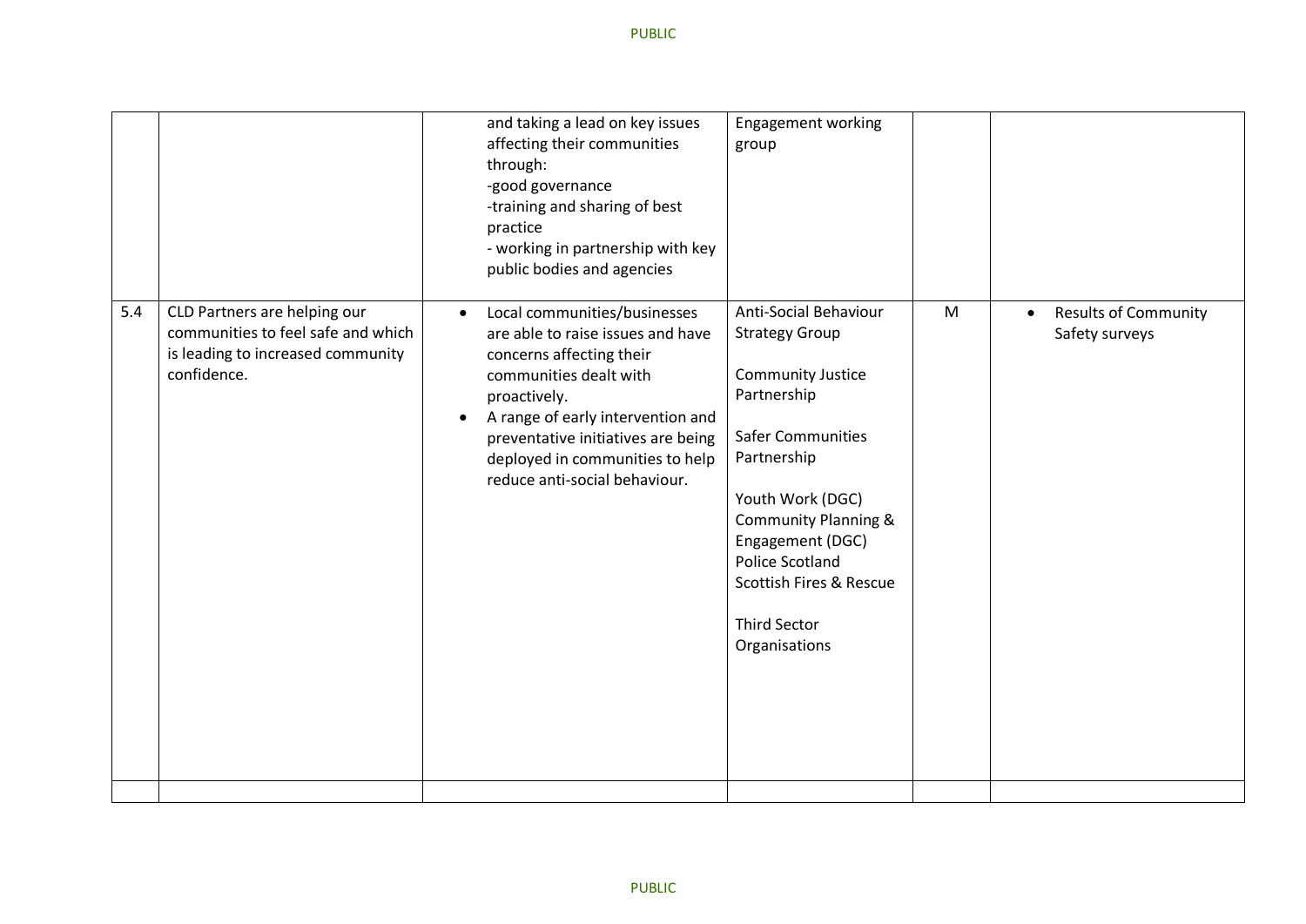| | | | | | |
|---|---|---|---|---|---|
| | | and taking a lead on key issues affecting their communities through:<br>-good governance<br>-training and sharing of best practice<br>- working in partnership with key public bodies and agencies | Engagement working group | | |
| 5.4 | CLD Partners are helping our communities to feel safe and which is leading to increased community confidence. | • Local communities/businesses are able to raise issues and have concerns affecting their communities dealt with proactively.<br>• A range of early intervention and preventative initiatives are being deployed in communities to help reduce anti-social behaviour. | Anti-Social Behaviour Strategy Group<br><br>Community Justice Partnership<br><br>Safer Communities Partnership<br><br>Youth Work (DGC)<br>Community Planning & Engagement (DGC)<br>Police Scotland<br>Scottish Fires & Rescue<br><br>Third Sector Organisations | M | • Results of Community Safety surveys |
| | | | | | |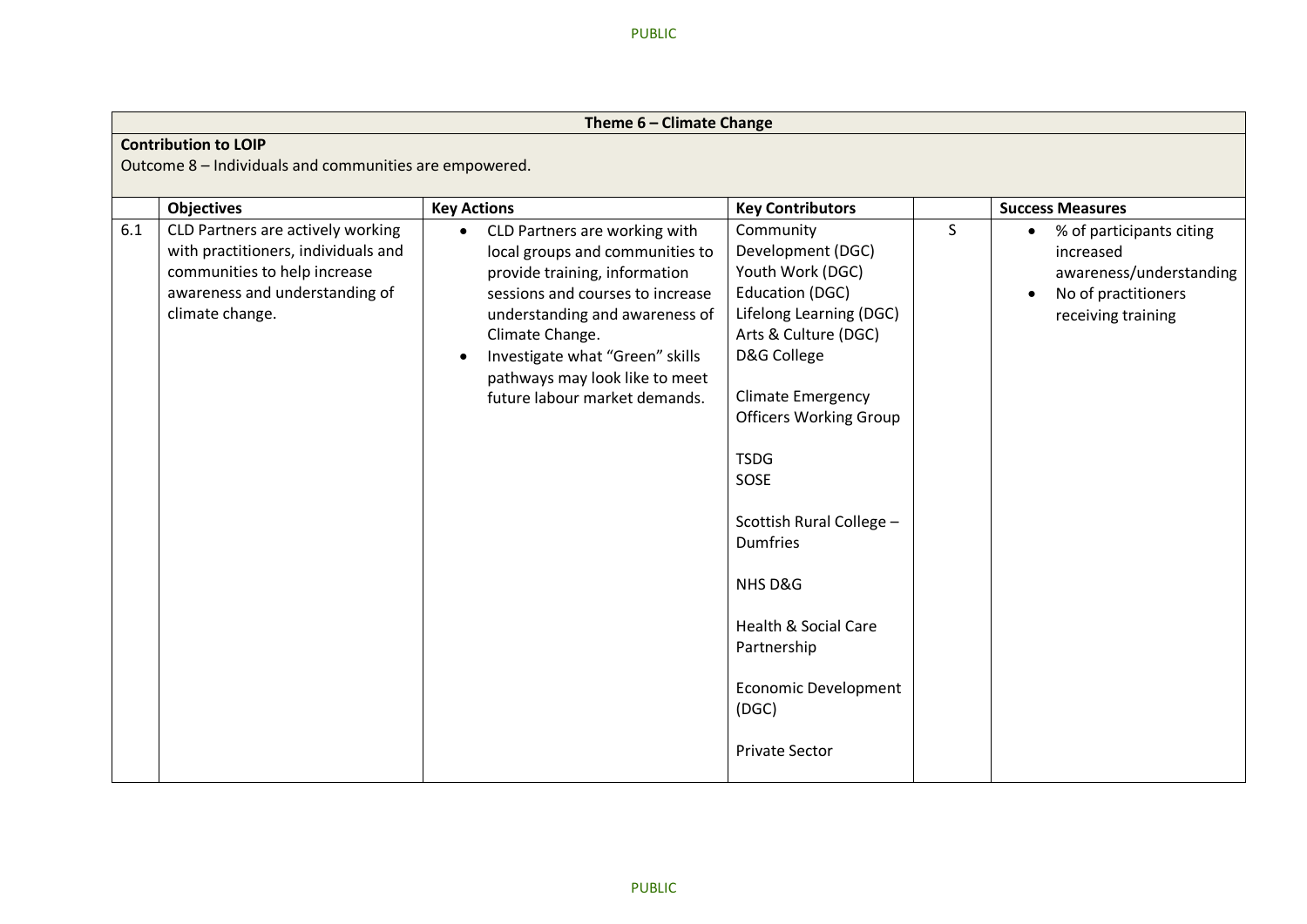| Theme 6 – Climate Change | | | | | |
|---|---|---|---|---|---|
| **Contribution to LOIP**<br>Outcome 8 – Individuals and communities are empowered. | | | | | |
| | **Objectives** | **Key Actions** | **Key Contributors** | | **Success Measures** |
| 6.1 | CLD Partners are actively working with practitioners, individuals and communities to help increase awareness and understanding of climate change. | • CLD Partners are working with local groups and communities to provide training, information sessions and courses to increase understanding and awareness of Climate Change.<br>• Investigate what "Green" skills pathways may look like to meet future labour market demands. | Community Development (DGC)<br>Youth Work (DGC)<br>Education (DGC)<br>Lifelong Learning (DGC)<br>Arts & Culture (DGC)<br>D&G College<br><br>Climate Emergency Officers Working Group<br><br>TSDG<br>SOSE<br><br>Scottish Rural College – Dumfries<br><br>NHS D&G<br><br>Health & Social Care Partnership<br><br>Economic Development (DGC)<br><br>Private Sector | S | • % of participants citing increased awareness/understanding<br>• No of practitioners receiving training |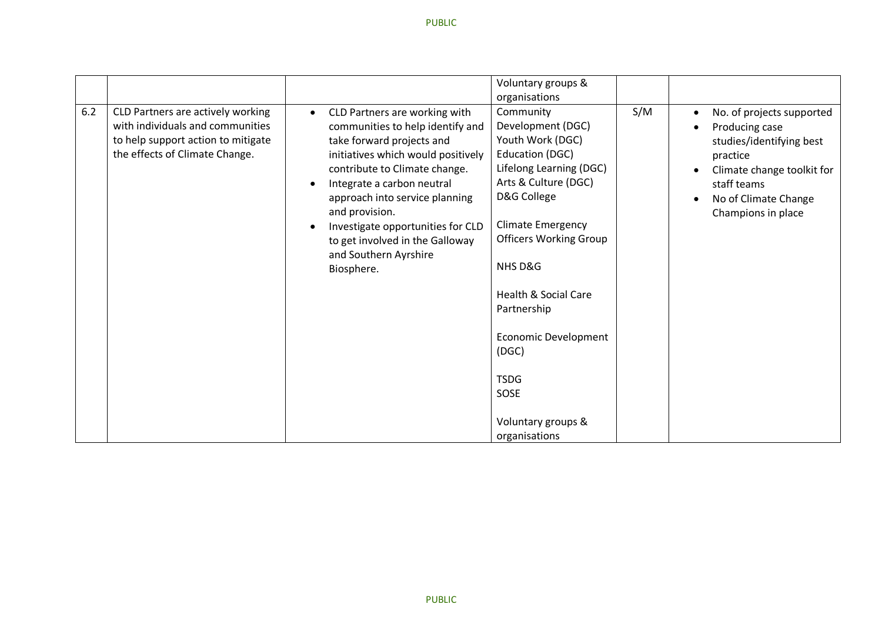| | | | | | |
|---|---|---|---|---|---|
| | | | Voluntary groups & organisations | | |
| 6.2 | CLD Partners are actively working with individuals and communities to help support action to mitigate the effects of Climate Change. | • CLD Partners are working with communities to help identify and take forward projects and initiatives which would positively contribute to Climate change.<br>• Integrate a carbon neutral approach into service planning and provision.<br>• Investigate opportunities for CLD to get involved in the Galloway and Southern Ayrshire Biosphere. | Community Development (DGC)<br>Youth Work (DGC)<br>Education (DGC)<br>Lifelong Learning (DGC)<br>Arts & Culture (DGC)<br>D&G College<br><br>Climate Emergency Officers Working Group<br><br>NHS D&G<br><br>Health & Social Care Partnership<br><br>Economic Development (DGC)<br><br>TSDG<br>SOSE<br><br>Voluntary groups & organisations | S/M | • No. of projects supported<br>• Producing case studies/identifying best practice<br>• Climate change toolkit for staff teams<br>• No of Climate Change Champions in place |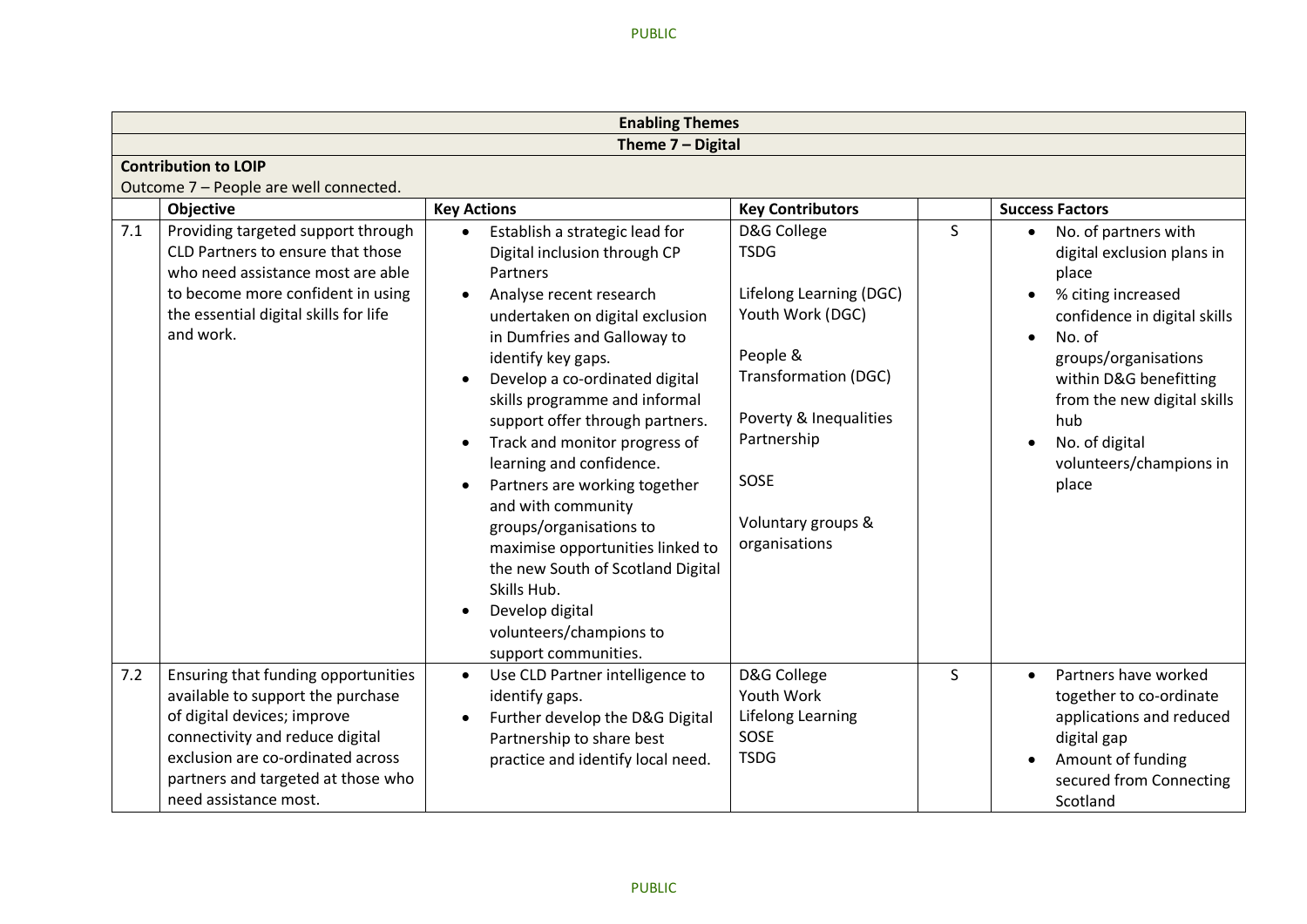| Enabling Themes | | | | | |
|---|---|---|---|---|---|
| **Theme 7 – Digital** | | | | | |
| **Contribution to LOIP**<br>Outcome 7 – People are well connected. | | | | | |
| | **Objective** | **Key Actions** | **Key Contributors** | | **Success Factors** |
| 7.1 | Providing targeted support through CLD Partners to ensure that those who need assistance most are able to become more confident in using the essential digital skills for life and work. | • Establish a strategic lead for Digital inclusion through CP Partners<br>• Analyse recent research undertaken on digital exclusion in Dumfries and Galloway to identify key gaps.<br>• Develop a co-ordinated digital skills programme and informal support offer through partners.<br>• Track and monitor progress of learning and confidence.<br>• Partners are working together and with community groups/organisations to maximise opportunities linked to the new South of Scotland Digital Skills Hub.<br>• Develop digital volunteers/champions to support communities. | D&G College<br>TSDG<br><br>Lifelong Learning (DGC)<br>Youth Work (DGC)<br><br>People & Transformation (DGC)<br><br>Poverty & Inequalities Partnership<br><br>SOSE<br><br>Voluntary groups & organisations | S | • No. of partners with digital exclusion plans in place<br>• % citing increased confidence in digital skills<br>• No. of groups/organisations within D&G benefitting from the new digital skills hub<br>• No. of digital volunteers/champions in place |
| 7.2 | Ensuring that funding opportunities available to support the purchase of digital devices; improve connectivity and reduce digital exclusion are co-ordinated across partners and targeted at those who need assistance most. | • Use CLD Partner intelligence to identify gaps.<br>• Further develop the D&G Digital Partnership to share best practice and identify local need. | D&G College<br>Youth Work<br>Lifelong Learning<br>SOSE<br>TSDG | S | • Partners have worked together to co-ordinate applications and reduced digital gap<br>• Amount of funding secured from Connecting Scotland |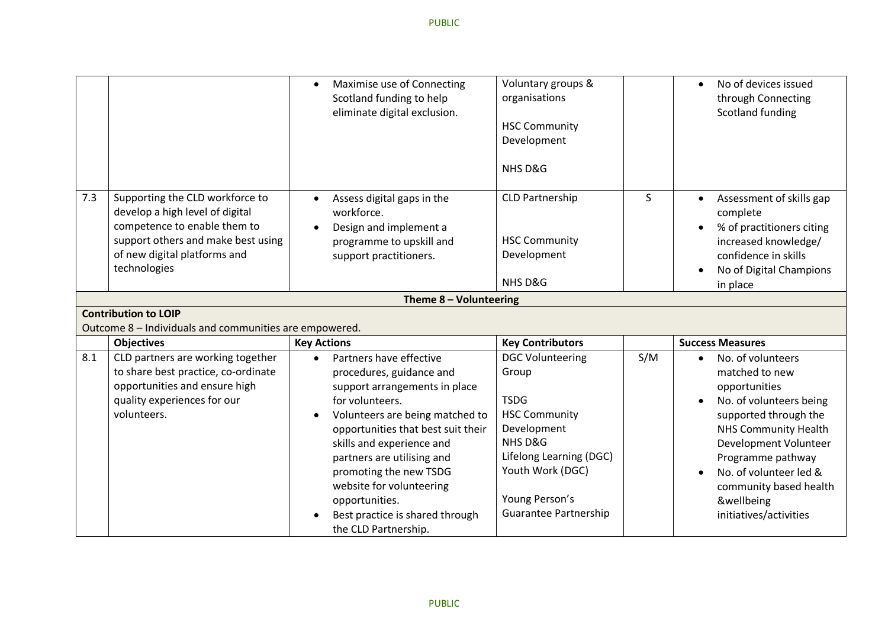| | | | | | |
|---|---|---|---|---|---|
| | | • Maximise use of Connecting Scotland funding to help eliminate digital exclusion. | Voluntary groups & organisations<br><br>HSC Community Development<br><br>NHS D&G | | • No of devices issued through Connecting Scotland funding |
| 7.3 | Supporting the CLD workforce to develop a high level of digital competence to enable them to support others and make best using of new digital platforms and technologies | • Assess digital gaps in the workforce.<br>• Design and implement a programme to upskill and support practitioners. | CLD Partnership<br><br>HSC Community Development<br><br>NHS D&G | S | • Assessment of skills gap complete<br>• % of practitioners citing increased knowledge/ confidence in skills<br>• No of Digital Champions in place |
| **Theme 8 – Volunteering** | | | | | |
| **Contribution to LOIP**<br>Outcome 8 – Individuals and communities are empowered. | | | | | |
| | **Objectives** | **Key Actions** | **Key Contributors** | | **Success Measures** |
| 8.1 | CLD partners are working together to share best practice, co-ordinate opportunities and ensure high quality experiences for our volunteers. | • Partners have effective procedures, guidance and support arrangements in place for volunteers.<br>• Volunteers are being matched to opportunities that best suit their skills and experience and partners are utilising and promoting the new TSDG website for volunteering opportunities.<br>• Best practice is shared through the CLD Partnership. | DGC Volunteering Group<br><br>TSDG<br>HSC Community Development<br>NHS D&G<br>Lifelong Learning (DGC)<br>Youth Work (DGC)<br><br>Young Person's Guarantee Partnership | S/M | • No. of volunteers matched to new opportunities<br>• No. of volunteers being supported through the NHS Community Health Development Volunteer Programme pathway<br>• No. of volunteer led & community based health &wellbeing initiatives/activities |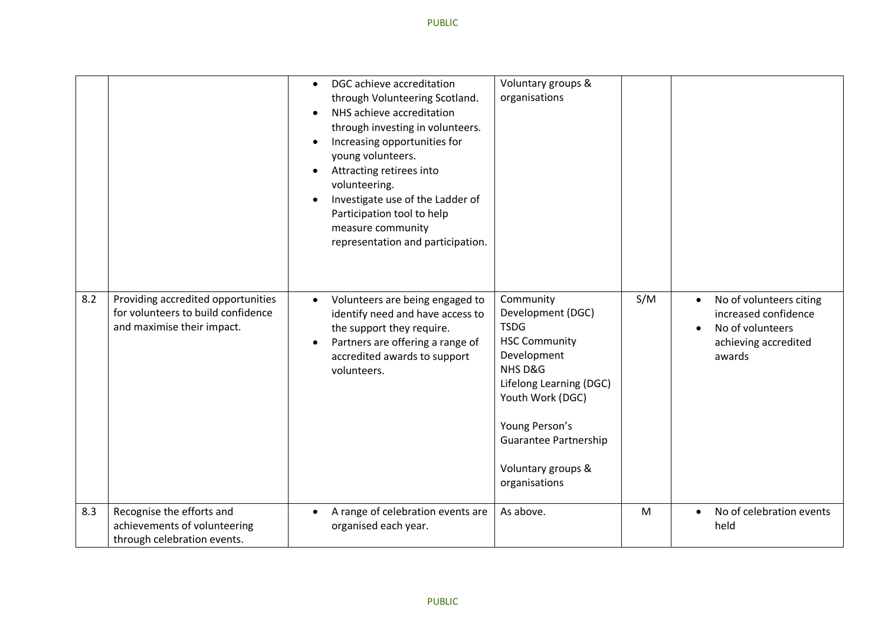| | | | | | |
|---|---|---|---|---|---|
| | | • DGC achieve accreditation through Volunteering Scotland.<br>• NHS achieve accreditation through investing in volunteers.<br>• Increasing opportunities for young volunteers.<br>• Attracting retirees into volunteering.<br>• Investigate use of the Ladder of Participation tool to help measure community representation and participation. | Voluntary groups & organisations | | |
| 8.2 | Providing accredited opportunities for volunteers to build confidence and maximise their impact. | • Volunteers are being engaged to identify need and have access to the support they require.<br>• Partners are offering a range of accredited awards to support volunteers. | Community Development (DGC)<br>TSDG<br>HSC Community Development<br>NHS D&G<br>Lifelong Learning (DGC)<br>Youth Work (DGC)<br><br>Young Person's Guarantee Partnership<br><br>Voluntary groups & organisations | S/M | • No of volunteers citing increased confidence<br>• No of volunteers achieving accredited awards |
| 8.3 | Recognise the efforts and achievements of volunteering through celebration events. | • A range of celebration events are organised each year. | As above. | M | • No of celebration events held |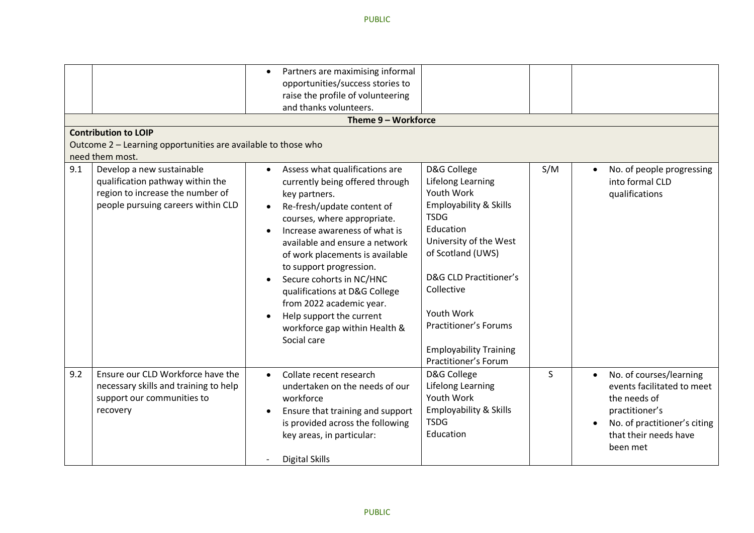| | | | | | |
|---|---|---|---|---|---|
| | | • Partners are maximising informal opportunities/success stories to raise the profile of volunteering and thanks volunteers. | | | |
| **Theme 9 – Workforce** | | | | | |
| **Contribution to LOIP**<br>Outcome 2 – Learning opportunities are available to those who need them most. | | | | | |
| 9.1 | Develop a new sustainable qualification pathway within the region to increase the number of people pursuing careers within CLD | • Assess what qualifications are currently being offered through key partners.<br>• Re-fresh/update content of courses, where appropriate.<br>• Increase awareness of what is available and ensure a network of work placements is available to support progression.<br>• Secure cohorts in NC/HNC qualifications at D&G College from 2022 academic year.<br>• Help support the current workforce gap within Health & Social care | D&G College<br>Lifelong Learning<br>Youth Work<br>Employability & Skills<br>TSDG<br>Education<br>University of the West of Scotland (UWS)<br><br>D&G CLD Practitioner's Collective<br><br>Youth Work Practitioner's Forums<br><br>Employability Training Practitioner's Forum | S/M | • No. of people progressing into formal CLD qualifications |
| 9.2 | Ensure our CLD Workforce have the necessary skills and training to help support our communities to recovery | • Collate recent research undertaken on the needs of our workforce<br>• Ensure that training and support is provided across the following key areas, in particular:<br><br>- Digital Skills | D&G College<br>Lifelong Learning<br>Youth Work<br>Employability & Skills<br>TSDG<br>Education | S | • No. of courses/learning events facilitated to meet the needs of practitioner's<br>• No. of practitioner's citing that their needs have been met |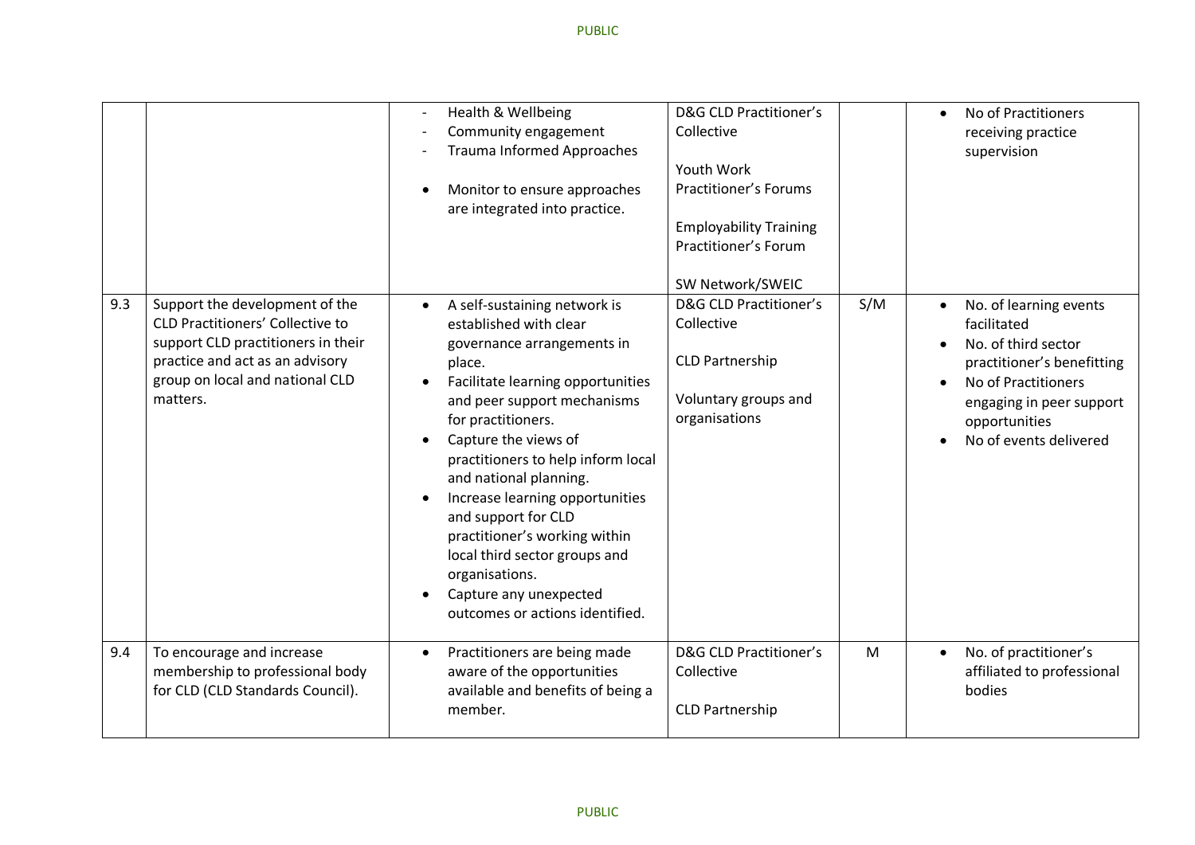| | | | | | |
|---|---|---|---|---|---|
| | | - Health & Wellbeing<br>- Community engagement<br>- Trauma Informed Approaches<br><br>• Monitor to ensure approaches are integrated into practice. | D&G CLD Practitioner's Collective<br><br>Youth Work Practitioner's Forums<br><br>Employability Training Practitioner's Forum<br><br>SW Network/SWEIC | | • No of Practitioners receiving practice supervision |
| 9.3 | Support the development of the CLD Practitioners' Collective to support CLD practitioners in their practice and act as an advisory group on local and national CLD matters. | • A self-sustaining network is established with clear governance arrangements in place.<br>• Facilitate learning opportunities and peer support mechanisms for practitioners.<br>• Capture the views of practitioners to help inform local and national planning.<br>• Increase learning opportunities and support for CLD practitioner's working within local third sector groups and organisations.<br>• Capture any unexpected outcomes or actions identified. | D&G CLD Practitioner's Collective<br><br>CLD Partnership<br><br>Voluntary groups and organisations | S/M | • No. of learning events facilitated<br>• No. of third sector practitioner's benefitting<br>• No of Practitioners engaging in peer support opportunities<br>• No of events delivered |
| 9.4 | To encourage and increase membership to professional body for CLD (CLD Standards Council). | • Practitioners are being made aware of the opportunities available and benefits of being a member. | D&G CLD Practitioner's Collective<br><br>CLD Partnership | M | • No. of practitioner's affiliated to professional bodies |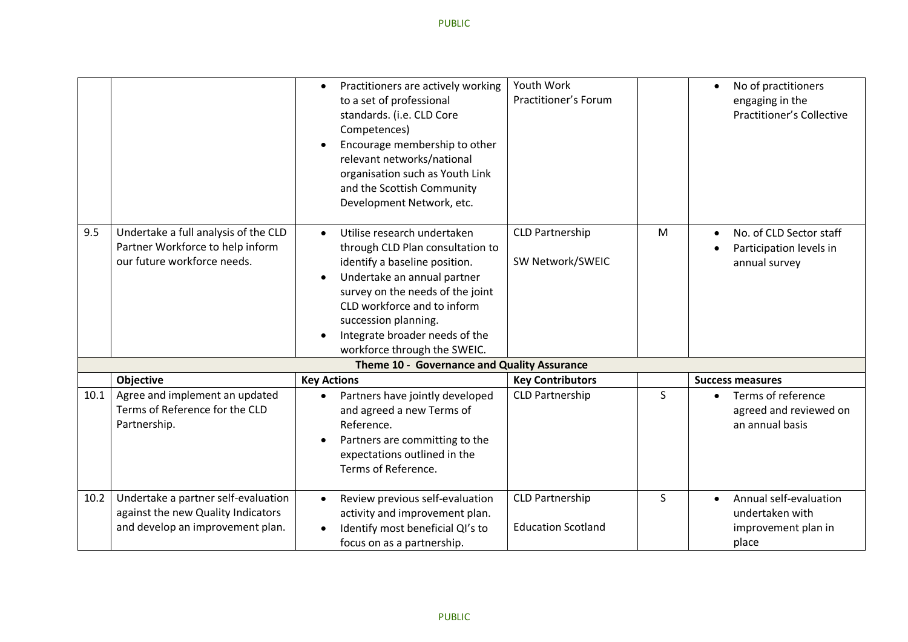| | | | | | |
|---|---|---|---|---|---|
| | | • Practitioners are actively working to a set of professional standards. (i.e. CLD Core Competences)<br>• Encourage membership to other relevant networks/national organisation such as Youth Link and the Scottish Community Development Network, etc. | Youth Work Practitioner's Forum | | • No of practitioners engaging in the Practitioner's Collective |
| 9.5 | Undertake a full analysis of the CLD Partner Workforce to help inform our future workforce needs. | • Utilise research undertaken through CLD Plan consultation to identify a baseline position.<br>• Undertake an annual partner survey on the needs of the joint CLD workforce and to inform succession planning.<br>• Integrate broader needs of the workforce through the SWEIC. | CLD Partnership<br><br>SW Network/SWEIC | M | • No. of CLD Sector staff<br>• Participation levels in annual survey |
| | | **Theme 10 - Governance and Quality Assurance** | | | |
| | **Objective** | **Key Actions** | **Key Contributors** | | **Success measures** |
| 10.1 | Agree and implement an updated Terms of Reference for the CLD Partnership. | • Partners have jointly developed and agreed a new Terms of Reference.<br>• Partners are committing to the expectations outlined in the Terms of Reference. | CLD Partnership | S | • Terms of reference agreed and reviewed on an annual basis |
| 10.2 | Undertake a partner self-evaluation against the new Quality Indicators and develop an improvement plan. | • Review previous self-evaluation activity and improvement plan.<br>• Identify most beneficial QI's to focus on as a partnership. | CLD Partnership<br><br>Education Scotland | S | • Annual self-evaluation undertaken with improvement plan in place |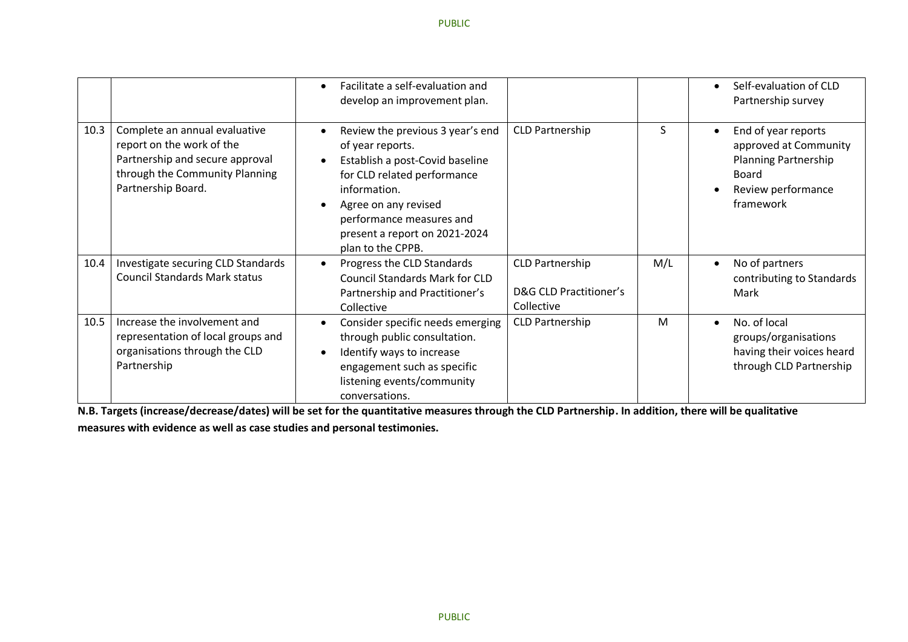| | | | | | |
|---|---|---|---|---|---|
| | | • Facilitate a self-evaluation and develop an improvement plan. | | | • Self-evaluation of CLD Partnership survey |
| 10.3 | Complete an annual evaluative report on the work of the Partnership and secure approval through the Community Planning Partnership Board. | • Review the previous 3 year's end of year reports.<br>• Establish a post-Covid baseline for CLD related performance information.<br>• Agree on any revised performance measures and present a report on 2021-2024 plan to the CPPB. | CLD Partnership | S | • End of year reports approved at Community Planning Partnership Board<br>• Review performance framework |
| 10.4 | Investigate securing CLD Standards Council Standards Mark status | • Progress the CLD Standards Council Standards Mark for CLD Partnership and Practitioner's Collective | CLD Partnership<br><br>D&G CLD Practitioner's Collective | M/L | • No of partners contributing to Standards Mark |
| 10.5 | Increase the involvement and representation of local groups and organisations through the CLD Partnership | • Consider specific needs emerging through public consultation.<br>• Identify ways to increase engagement such as specific listening events/community conversations. | CLD Partnership | M | • No. of local groups/organisations having their voices heard through CLD Partnership |

**N.B. Targets (increase/decrease/dates) will be set for the quantitative measures through the CLD Partnership. In addition, there will be qualitative measures with evidence as well as case studies and personal testimonies.**